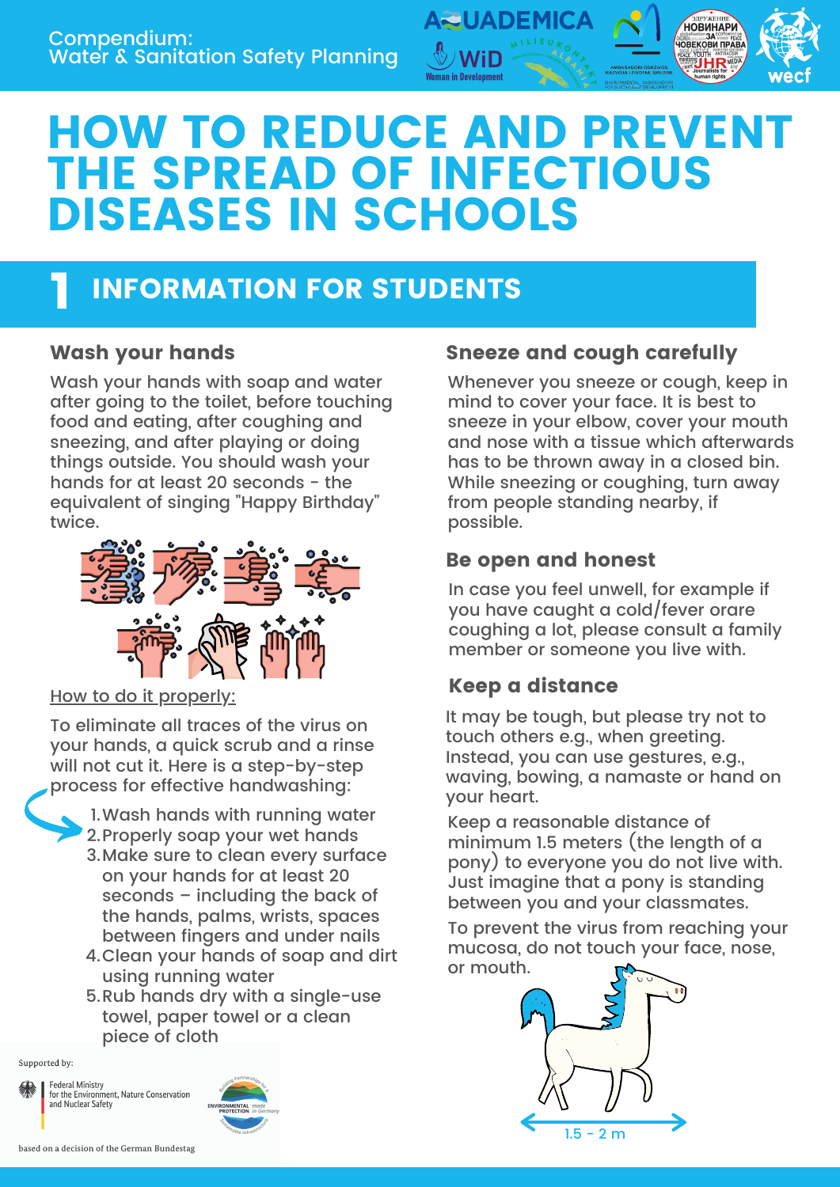Compendium:
Water & Sanitation Safety Planning

# HOW TO REDUCE AND PREVENT THE SPREAD OF INFECTIOUS DISEASES IN SCHOOLS

## 1 INFORMATION FOR STUDENTS

### Wash your hands

Wash your hands with soap and water after going to the toilet, before touching food and eating, after coughing and sneezing, and after playing or doing things outside. You should wash your hands for at least 20 seconds - the equivalent of singing "Happy Birthday" twice.

How to do it properly:

To eliminate all traces of the virus on your hands, a quick scrub and a rinse will not cut it. Here is a step-by-step process for effective handwashing:

1. Wash hands with running water
2. Properly soap your wet hands
3. Make sure to clean every surface on your hands for at least 20 seconds – including the back of the hands, palms, wrists, spaces between fingers and under nails
4. Clean your hands of soap and dirt using running water
5. Rub hands dry with a single-use towel, paper towel or a clean piece of cloth

### Sneeze and cough carefully

Whenever you sneeze or cough, keep in mind to cover your face. It is best to sneeze in your elbow, cover your mouth and nose with a tissue which afterwards has to be thrown away in a closed bin. While sneezing or coughing, turn away from people standing nearby, if possible.

### Be open and honest

In case you feel unwell, for example if you have caught a cold/fever orare coughing a lot, please consult a family member or someone you live with.

### Keep a distance

It may be tough, but please try not to touch others e.g., when greeting. Instead, you can use gestures, e.g., waving, bowing, a namaste or hand on your heart.

Keep a reasonable distance of minimum 1.5 meters (the length of a pony) to everyone you do not live with. Just imagine that a pony is standing between you and your classmates.

To prevent the virus from reaching your mucosa, do not touch your face, nose, or mouth.

1.5 - 2 m

Supported by:

Federal Ministry for the Environment, Nature Conservation and Nuclear Safety

based on a decision of the German Bundestag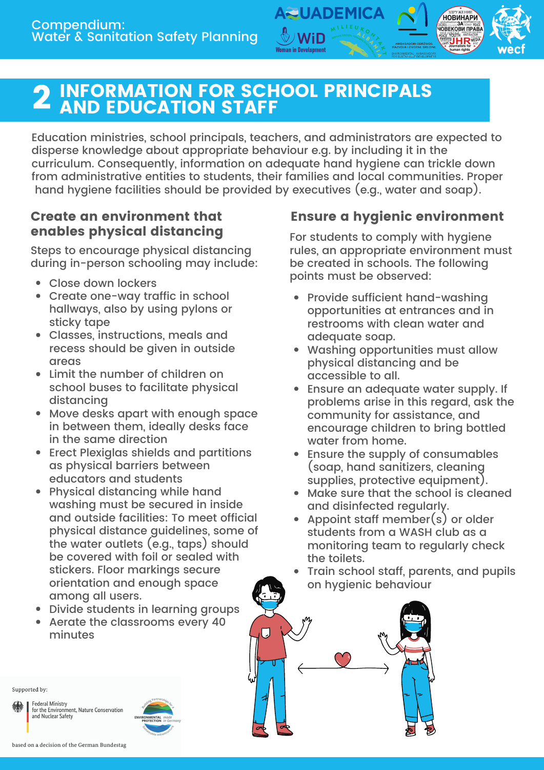# 2 INFORMATION FOR SCHOOL PRINCIPALS AND EDUCATION STAFF

Education ministries, school principals, teachers, and administrators are expected to disperse knowledge about appropriate behaviour e.g. by including it in the curriculum. Consequently, information on adequate hand hygiene can trickle down from administrative entities to students, their families and local communities. Proper hand hygiene facilities should be provided by executives (e.g., water and soap).

## Create an environment that enables physical distancing

Steps to encourage physical distancing during in-person schooling may include:

- Close down lockers
- Create one-way traffic in school hallways, also by using pylons or sticky tape
- Classes, instructions, meals and recess should be given in outside areas
- Limit the number of children on school buses to facilitate physical distancing
- Move desks apart with enough space in between them, ideally desks face in the same direction
- Erect Plexiglas shields and partitions as physical barriers between educators and students
- Physical distancing while hand washing must be secured in inside and outside facilities: To meet official physical distance guidelines, some of the water outlets (e.g., taps) should be covered with foil or sealed with stickers. Floor markings secure orientation and enough space among all users.
- Divide students in learning groups
- Aerate the classrooms every 40 minutes

## Ensure a hygienic environment

For students to comply with hygiene rules, an appropriate environment must be created in schools. The following points must be observed:

- Provide sufficient hand-washing opportunities at entrances and in restrooms with clean water and adequate soap.
- Washing opportunities must allow physical distancing and be accessible to all.
- Ensure an adequate water supply. If problems arise in this regard, ask the community for assistance, and encourage children to bring bottled water from home.
- Ensure the supply of consumables (soap, hand sanitizers, cleaning supplies, protective equipment).
- Make sure that the school is cleaned and disinfected regularly.
- Appoint staff member(s) or older students from a WASH club as a monitoring team to regularly check the toilets.
- Train school staff, parents, and pupils on hygienic behaviour

Supported by:

Federal Ministry for the Environment, Nature Conservation and Nuclear Safety

based on a decision of the German Bundestag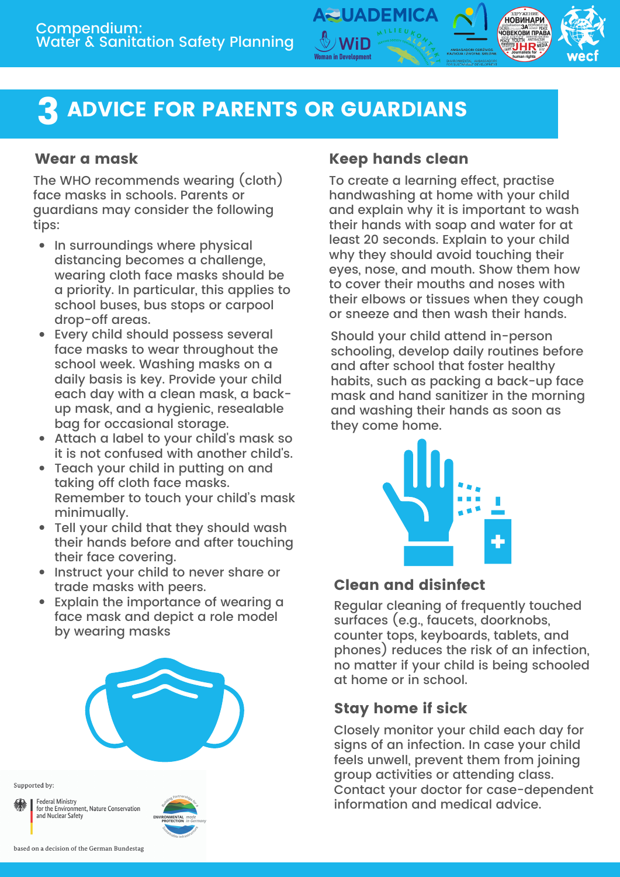# 3 ADVICE FOR PARENTS OR GUARDIANS

## Wear a mask

The WHO recommends wearing (cloth) face masks in schools. Parents or guardians may consider the following tips:

- In surroundings where physical distancing becomes a challenge, wearing cloth face masks should be a priority. In particular, this applies to school buses, bus stops or carpool drop-off areas.
- Every child should possess several face masks to wear throughout the school week. Washing masks on a daily basis is key. Provide your child each day with a clean mask, a back-up mask, and a hygienic, resealable bag for occasional storage.
- Attach a label to your child's mask so it is not confused with another child's.
- Teach your child in putting on and taking off cloth face masks. Remember to touch your child's mask minimally.
- Tell your child that they should wash their hands before and after touching their face covering.
- Instruct your child to never share or trade masks with peers.
- Explain the importance of wearing a face mask and depict a role model by wearing masks

## Keep hands clean

To create a learning effect, practise handwashing at home with your child and explain why it is important to wash their hands with soap and water for at least 20 seconds. Explain to your child why they should avoid touching their eyes, nose, and mouth. Show them how to cover their mouths and noses with their elbows or tissues when they cough or sneeze and then wash their hands.

Should your child attend in-person schooling, develop daily routines before and after school that foster healthy habits, such as packing a back-up face mask and hand sanitizer in the morning and washing their hands as soon as they come home.

## Clean and disinfect

Regular cleaning of frequently touched surfaces (e.g., faucets, doorknobs, counter tops, keyboards, tablets, and phones) reduces the risk of an infection, no matter if your child is being schooled at home or in school.

## Stay home if sick

Closely monitor your child each day for signs of an infection. In case your child feels unwell, prevent them from joining group activities or attending class. Contact your doctor for case-dependent information and medical advice.

Supported by:

Federal Ministry for the Environment, Nature Conservation and Nuclear Safety

based on a decision of the German Bundestag